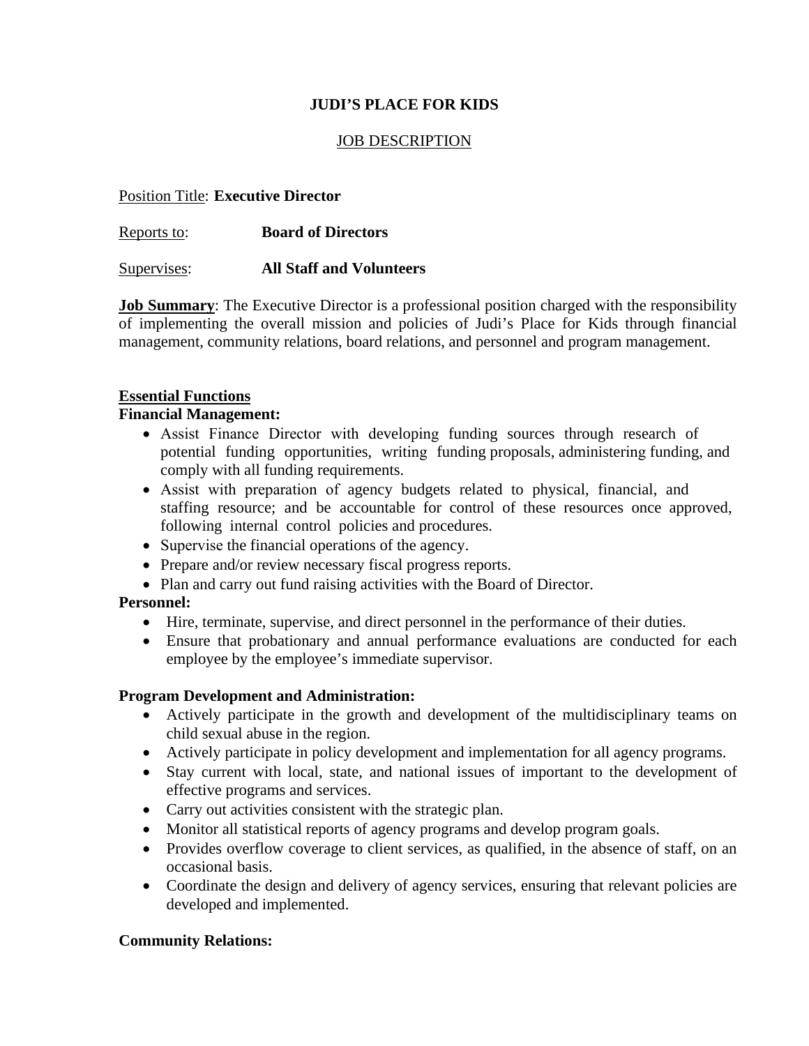**JUDI'S PLACE FOR KIDS**

JOB DESCRIPTION

Position Title: **Executive Director**

Reports to: **Board of Directors**

Supervises: **All Staff and Volunteers**

**Job Summary**: The Executive Director is a professional position charged with the responsibility of implementing the overall mission and policies of Judi's Place for Kids through financial management, community relations, board relations, and personnel and program management.

**Essential Functions**

**Financial Management:**

- Assist Finance Director with developing funding sources through research of potential funding opportunities, writing funding proposals, administering funding, and comply with all funding requirements.
- Assist with preparation of agency budgets related to physical, financial, and staffing resource; and be accountable for control of these resources once approved, following internal control policies and procedures.
- Supervise the financial operations of the agency.
- Prepare and/or review necessary fiscal progress reports.
- Plan and carry out fund raising activities with the Board of Director.

**Personnel:**

- Hire, terminate, supervise, and direct personnel in the performance of their duties.
- Ensure that probationary and annual performance evaluations are conducted for each employee by the employee's immediate supervisor.

**Program Development and Administration:**

- Actively participate in the growth and development of the multidisciplinary teams on child sexual abuse in the region.
- Actively participate in policy development and implementation for all agency programs.
- Stay current with local, state, and national issues of important to the development of effective programs and services.
- Carry out activities consistent with the strategic plan.
- Monitor all statistical reports of agency programs and develop program goals.
- Provides overflow coverage to client services, as qualified, in the absence of staff, on an occasional basis.
- Coordinate the design and delivery of agency services, ensuring that relevant policies are developed and implemented.

**Community Relations:**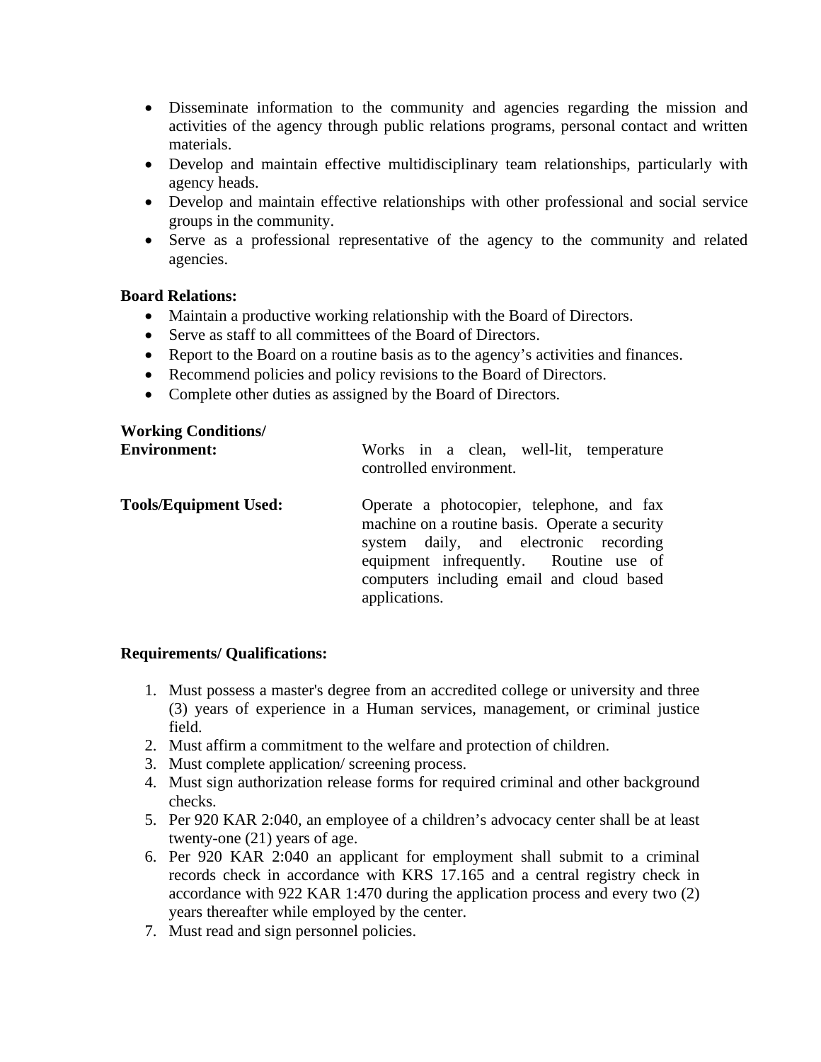- Disseminate information to the community and agencies regarding the mission and activities of the agency through public relations programs, personal contact and written materials.
- Develop and maintain effective multidisciplinary team relationships, particularly with agency heads.
- Develop and maintain effective relationships with other professional and social service groups in the community.
- Serve as a professional representative of the agency to the community and related agencies.

**Board Relations:**

- Maintain a productive working relationship with the Board of Directors.
- Serve as staff to all committees of the Board of Directors.
- Report to the Board on a routine basis as to the agency's activities and finances.
- Recommend policies and policy revisions to the Board of Directors.
- Complete other duties as assigned by the Board of Directors.

**Working Conditions/ Environment:** Works in a clean, well-lit, temperature controlled environment.

**Tools/Equipment Used:** Operate a photocopier, telephone, and fax machine on a routine basis. Operate a security system daily, and electronic recording equipment infrequently. Routine use of computers including email and cloud based applications.

**Requirements/ Qualifications:**

1. Must possess a master's degree from an accredited college or university and three (3) years of experience in a Human services, management, or criminal justice field.
2. Must affirm a commitment to the welfare and protection of children.
3. Must complete application/ screening process.
4. Must sign authorization release forms for required criminal and other background checks.
5. Per 920 KAR 2:040, an employee of a children's advocacy center shall be at least twenty-one (21) years of age.
6. Per 920 KAR 2:040 an applicant for employment shall submit to a criminal records check in accordance with KRS 17.165 and a central registry check in accordance with 922 KAR 1:470 during the application process and every two (2) years thereafter while employed by the center.
7. Must read and sign personnel policies.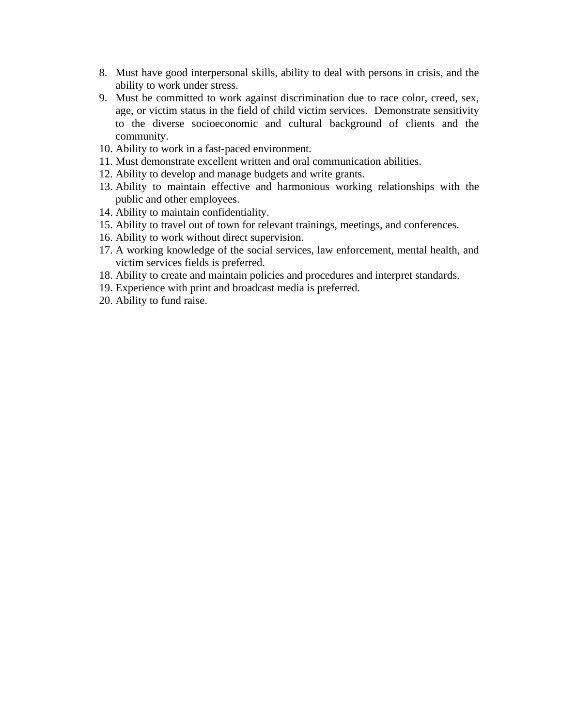8. Must have good interpersonal skills, ability to deal with persons in crisis, and the ability to work under stress.
9. Must be committed to work against discrimination due to race color, creed, sex, age, or victim status in the field of child victim services. Demonstrate sensitivity to the diverse socioeconomic and cultural background of clients and the community.
10. Ability to work in a fast-paced environment.
11. Must demonstrate excellent written and oral communication abilities.
12. Ability to develop and manage budgets and write grants.
13. Ability to maintain effective and harmonious working relationships with the public and other employees.
14. Ability to maintain confidentiality.
15. Ability to travel out of town for relevant trainings, meetings, and conferences.
16. Ability to work without direct supervision.
17. A working knowledge of the social services, law enforcement, mental health, and victim services fields is preferred.
18. Ability to create and maintain policies and procedures and interpret standards.
19. Experience with print and broadcast media is preferred.
20. Ability to fund raise.